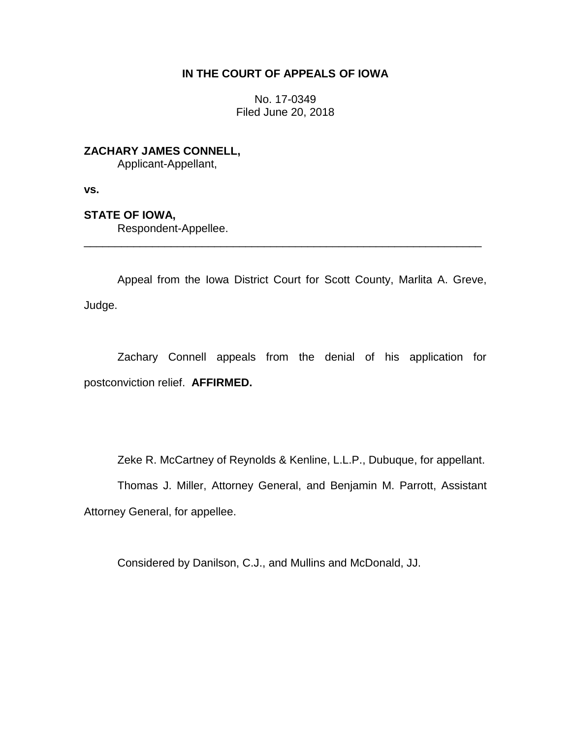**IN THE COURT OF APPEALS OF IOWA**

No. 17-0349
Filed June 20, 2018

**ZACHARY JAMES CONNELL,**
Applicant-Appellant,

**vs.**

**STATE OF IOWA,**
Respondent-Appellee.

---

Appeal from the Iowa District Court for Scott County, Marlita A. Greve, Judge.

Zachary Connell appeals from the denial of his application for postconviction relief. **AFFIRMED.**

Zeke R. McCartney of Reynolds & Kenline, L.L.P., Dubuque, for appellant.

Thomas J. Miller, Attorney General, and Benjamin M. Parrott, Assistant Attorney General, for appellee.

Considered by Danilson, C.J., and Mullins and McDonald, JJ.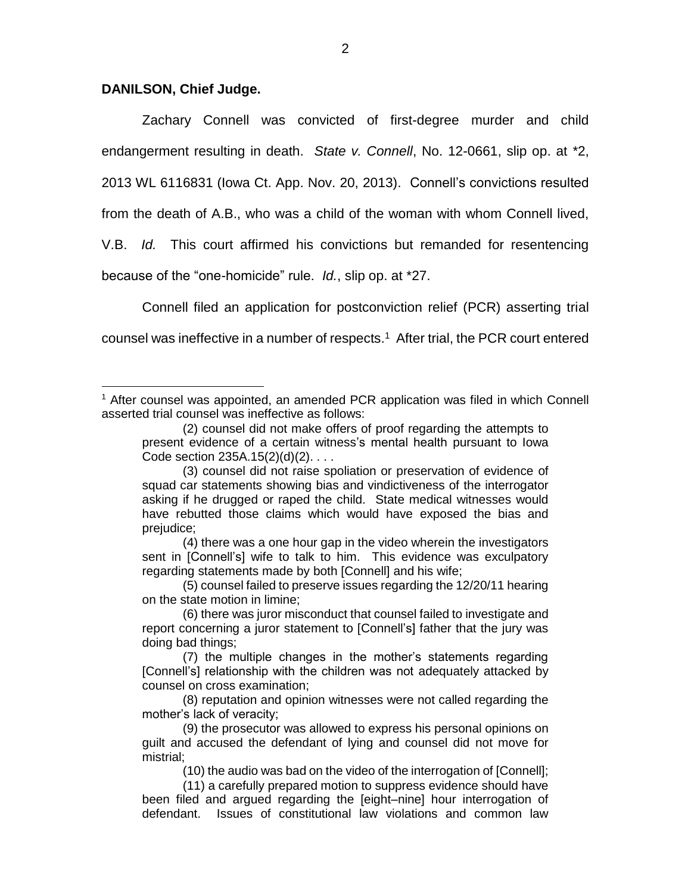**DANILSON, Chief Judge.**

Zachary Connell was convicted of first-degree murder and child endangerment resulting in death. *State v. Connell*, No. 12-0661, slip op. at *2, 2013 WL 6116831 (Iowa Ct. App. Nov. 20, 2013). Connell's convictions resulted from the death of A.B., who was a child of the woman with whom Connell lived, V.B. *Id.* This court affirmed his convictions but remanded for resentencing because of the "one-homicide" rule. *Id.*, slip op. at *27.

Connell filed an application for postconviction relief (PCR) asserting trial counsel was ineffective in a number of respects.[1] After trial, the PCR court entered

---

[1] After counsel was appointed, an amended PCR application was filed in which Connell asserted trial counsel was ineffective as follows:

> (2) counsel did not make offers of proof regarding the attempts to present evidence of a certain witness's mental health pursuant to Iowa Code section 235A.15(2)(d)(2). . . .
>
> (3) counsel did not raise spoliation or preservation of evidence of squad car statements showing bias and vindictiveness of the interrogator asking if he drugged or raped the child. State medical witnesses would have rebutted those claims which would have exposed the bias and prejudice;
>
> (4) there was a one hour gap in the video wherein the investigators sent in [Connell's] wife to talk to him. This evidence was exculpatory regarding statements made by both [Connell] and his wife;
>
> (5) counsel failed to preserve issues regarding the 12/20/11 hearing on the state motion in limine;
>
> (6) there was juror misconduct that counsel failed to investigate and report concerning a juror statement to [Connell's] father that the jury was doing bad things;
>
> (7) the multiple changes in the mother's statements regarding [Connell's] relationship with the children was not adequately attacked by counsel on cross examination;
>
> (8) reputation and opinion witnesses were not called regarding the mother's lack of veracity;
>
> (9) the prosecutor was allowed to express his personal opinions on guilt and accused the defendant of lying and counsel did not move for mistrial;
>
> (10) the audio was bad on the video of the interrogation of [Connell];
>
> (11) a carefully prepared motion to suppress evidence should have been filed and argued regarding the [eight–nine] hour interrogation of defendant. Issues of constitutional law violations and common law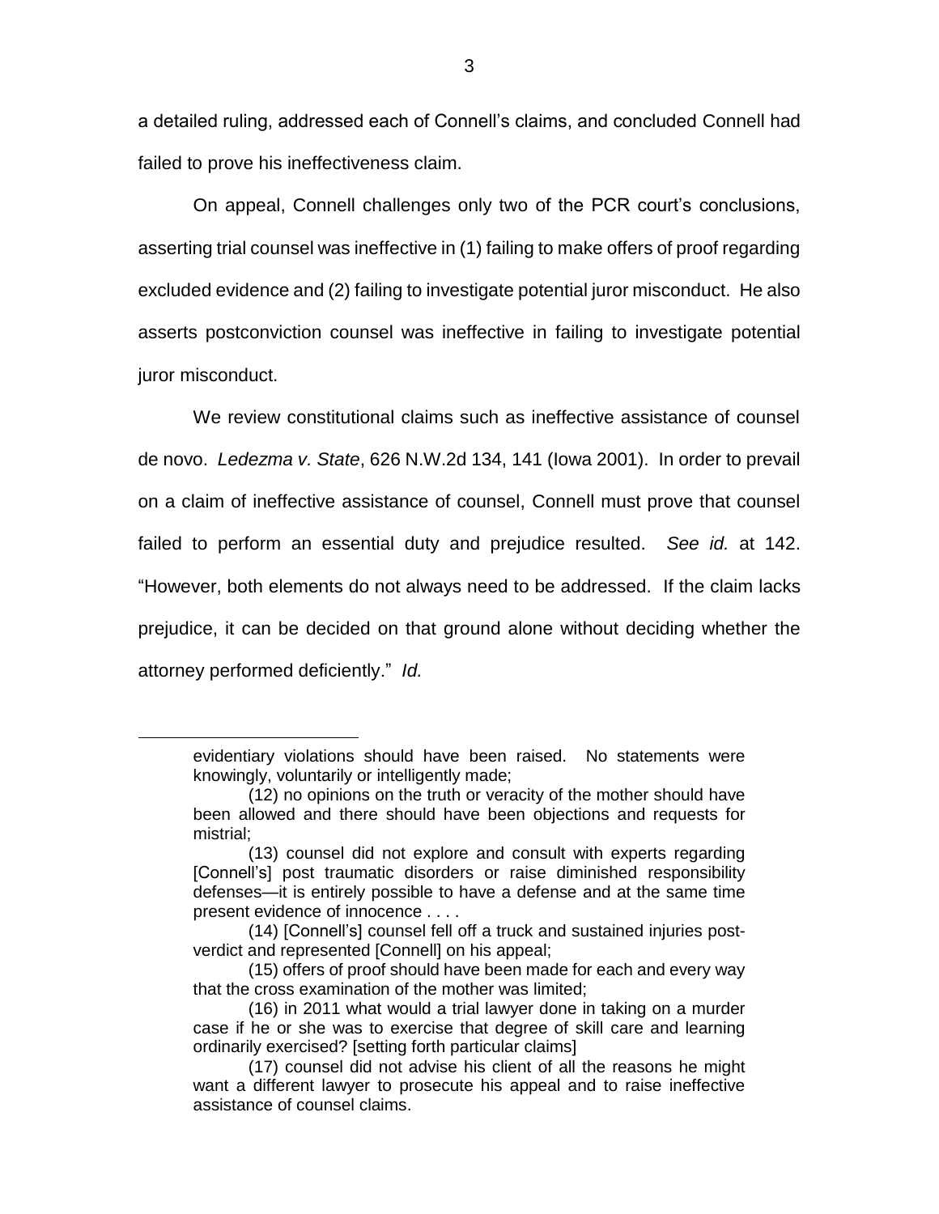a detailed ruling, addressed each of Connell's claims, and concluded Connell had failed to prove his ineffectiveness claim.

On appeal, Connell challenges only two of the PCR court's conclusions, asserting trial counsel was ineffective in (1) failing to make offers of proof regarding excluded evidence and (2) failing to investigate potential juror misconduct. He also asserts postconviction counsel was ineffective in failing to investigate potential juror misconduct.

We review constitutional claims such as ineffective assistance of counsel de novo. *Ledezma v. State*, 626 N.W.2d 134, 141 (Iowa 2001). In order to prevail on a claim of ineffective assistance of counsel, Connell must prove that counsel failed to perform an essential duty and prejudice resulted. *See id.* at 142. "However, both elements do not always need to be addressed. If the claim lacks prejudice, it can be decided on that ground alone without deciding whether the attorney performed deficiently." *Id.*

---

evidentiary violations should have been raised. No statements were knowingly, voluntarily or intelligently made;

(12) no opinions on the truth or veracity of the mother should have been allowed and there should have been objections and requests for mistrial;

(13) counsel did not explore and consult with experts regarding [Connell's] post traumatic disorders or raise diminished responsibility defenses—it is entirely possible to have a defense and at the same time present evidence of innocence . . . .

(14) [Connell's] counsel fell off a truck and sustained injuries post-verdict and represented [Connell] on his appeal;

(15) offers of proof should have been made for each and every way that the cross examination of the mother was limited;

(16) in 2011 what would a trial lawyer done in taking on a murder case if he or she was to exercise that degree of skill care and learning ordinarily exercised? [setting forth particular claims]

(17) counsel did not advise his client of all the reasons he might want a different lawyer to prosecute his appeal and to raise ineffective assistance of counsel claims.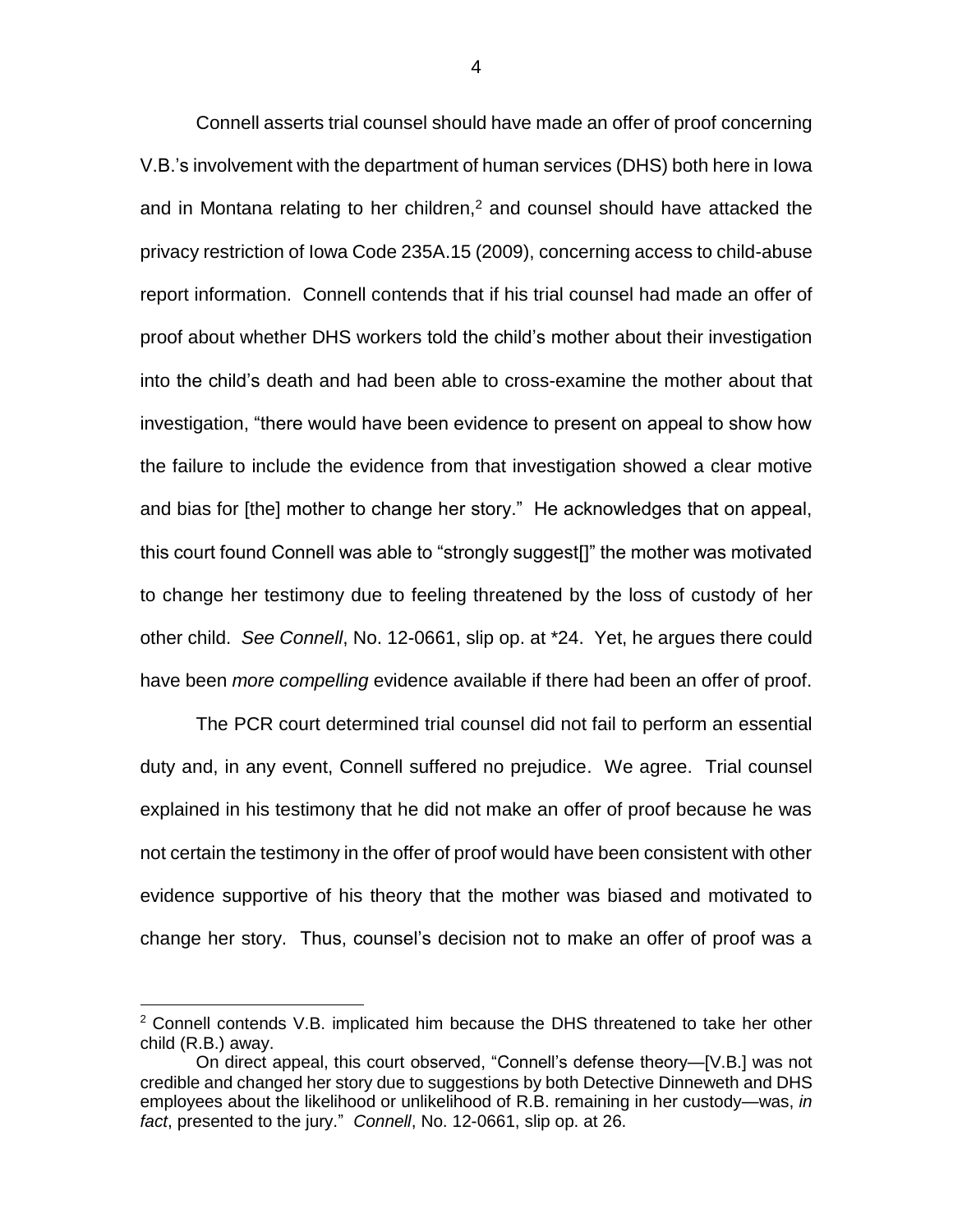Connell asserts trial counsel should have made an offer of proof concerning V.B.'s involvement with the department of human services (DHS) both here in Iowa and in Montana relating to her children,[2] and counsel should have attacked the privacy restriction of Iowa Code 235A.15 (2009), concerning access to child-abuse report information. Connell contends that if his trial counsel had made an offer of proof about whether DHS workers told the child's mother about their investigation into the child's death and had been able to cross-examine the mother about that investigation, "there would have been evidence to present on appeal to show how the failure to include the evidence from that investigation showed a clear motive and bias for [the] mother to change her story." He acknowledges that on appeal, this court found Connell was able to "strongly suggest[]" the mother was motivated to change her testimony due to feeling threatened by the loss of custody of her other child. *See Connell*, No. 12-0661, slip op. at *24. Yet, he argues there could have been *more compelling* evidence available if there had been an offer of proof.

The PCR court determined trial counsel did not fail to perform an essential duty and, in any event, Connell suffered no prejudice. We agree. Trial counsel explained in his testimony that he did not make an offer of proof because he was not certain the testimony in the offer of proof would have been consistent with other evidence supportive of his theory that the mother was biased and motivated to change her story. Thus, counsel's decision not to make an offer of proof was a

---

[2] Connell contends V.B. implicated him because the DHS threatened to take her other child (R.B.) away.

On direct appeal, this court observed, "Connell's defense theory—[V.B.] was not credible and changed her story due to suggestions by both Detective Dinneweth and DHS employees about the likelihood or unlikelihood of R.B. remaining in her custody—was, *in fact*, presented to the jury." *Connell*, No. 12-0661, slip op. at 26.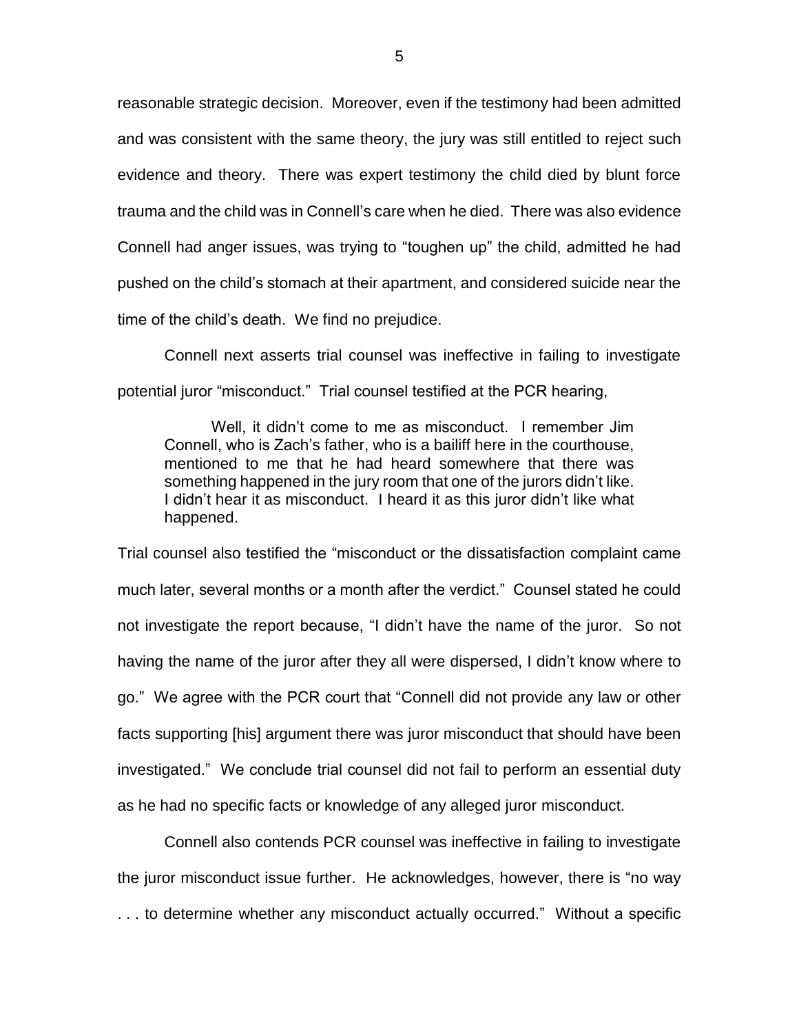reasonable strategic decision. Moreover, even if the testimony had been admitted and was consistent with the same theory, the jury was still entitled to reject such evidence and theory. There was expert testimony the child died by blunt force trauma and the child was in Connell's care when he died. There was also evidence Connell had anger issues, was trying to "toughen up" the child, admitted he had pushed on the child's stomach at their apartment, and considered suicide near the time of the child's death. We find no prejudice.

Connell next asserts trial counsel was ineffective in failing to investigate potential juror "misconduct." Trial counsel testified at the PCR hearing,

> Well, it didn't come to me as misconduct. I remember Jim Connell, who is Zach's father, who is a bailiff here in the courthouse, mentioned to me that he had heard somewhere that there was something happened in the jury room that one of the jurors didn't like. I didn't hear it as misconduct. I heard it as this juror didn't like what happened.

Trial counsel also testified the "misconduct or the dissatisfaction complaint came much later, several months or a month after the verdict." Counsel stated he could not investigate the report because, "I didn't have the name of the juror. So not having the name of the juror after they all were dispersed, I didn't know where to go." We agree with the PCR court that "Connell did not provide any law or other facts supporting [his] argument there was juror misconduct that should have been investigated." We conclude trial counsel did not fail to perform an essential duty as he had no specific facts or knowledge of any alleged juror misconduct.

Connell also contends PCR counsel was ineffective in failing to investigate the juror misconduct issue further. He acknowledges, however, there is "no way . . . to determine whether any misconduct actually occurred." Without a specific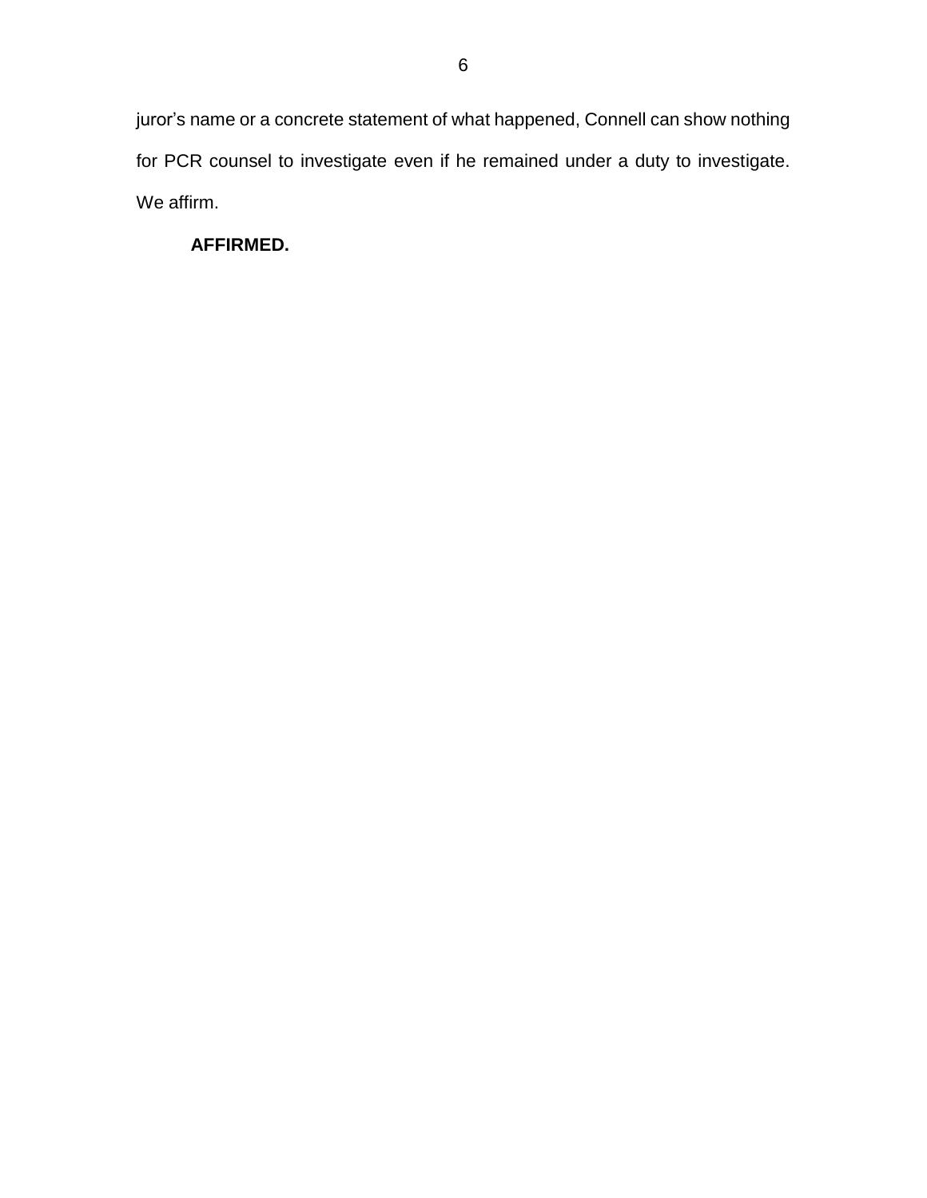juror's name or a concrete statement of what happened, Connell can show nothing for PCR counsel to investigate even if he remained under a duty to investigate. We affirm.

**AFFIRMED.**